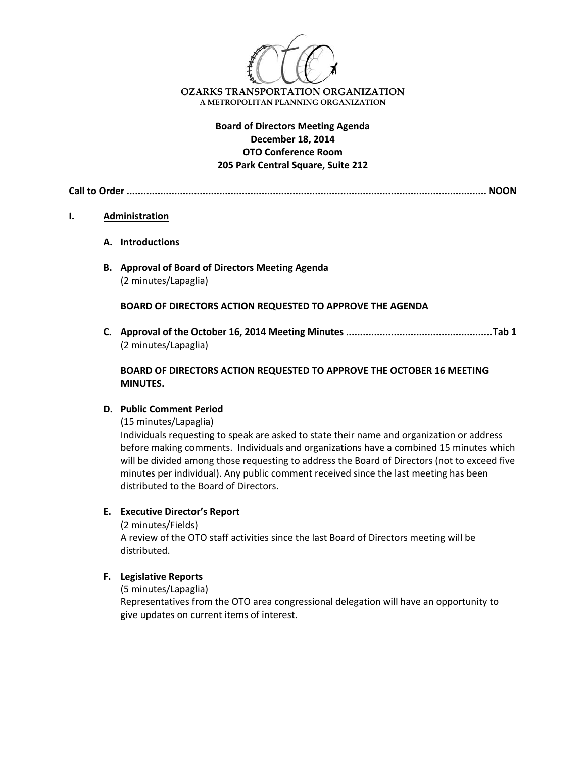**OZARKS TRANSPORTATION ORGANIZATION**
A METROPOLITAN PLANNING ORGANIZATION

**Board of Directors Meeting Agenda**
**December 18, 2014**
**OTO Conference Room**
**205 Park Central Square, Suite 212**

**Call to Order .............................................................................................................................. NOON**

## I. Administration

**A. Introductions**

**B. Approval of Board of Directors Meeting Agenda**
(2 minutes/Lapaglia)

**BOARD OF DIRECTORS ACTION REQUESTED TO APPROVE THE AGENDA**

**C. Approval of the October 16, 2014 Meeting Minutes ....................................................Tab 1**
(2 minutes/Lapaglia)

**BOARD OF DIRECTORS ACTION REQUESTED TO APPROVE THE OCTOBER 16 MEETING MINUTES.**

**D. Public Comment Period**
(15 minutes/Lapaglia)
Individuals requesting to speak are asked to state their name and organization or address before making comments. Individuals and organizations have a combined 15 minutes which will be divided among those requesting to address the Board of Directors (not to exceed five minutes per individual). Any public comment received since the last meeting has been distributed to the Board of Directors.

**E. Executive Director's Report**
(2 minutes/Fields)
A review of the OTO staff activities since the last Board of Directors meeting will be distributed.

**F. Legislative Reports**
(5 minutes/Lapaglia)
Representatives from the OTO area congressional delegation will have an opportunity to give updates on current items of interest.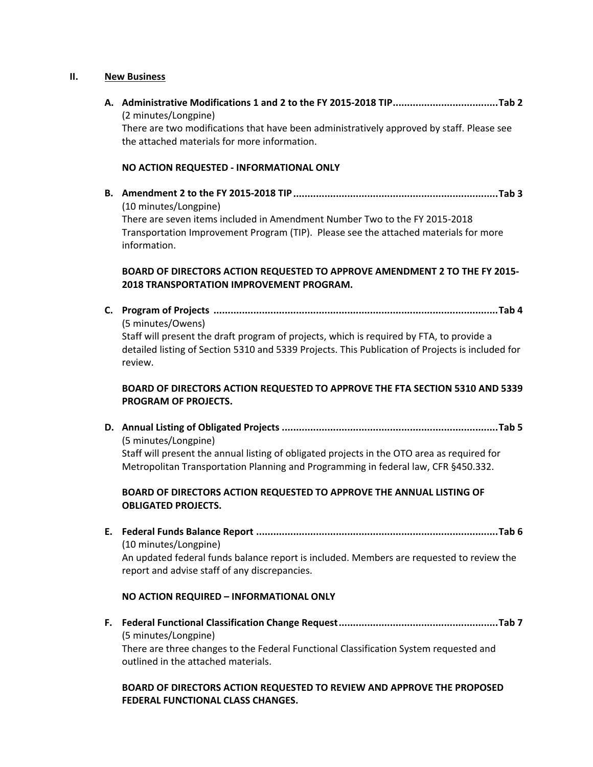## II. New Business

**A. Administrative Modifications 1 and 2 to the FY 2015-2018 TIP....................................Tab 2**

(2 minutes/Longpine)

There are two modifications that have been administratively approved by staff. Please see the attached materials for more information.

**NO ACTION REQUESTED - INFORMATIONAL ONLY**

**B. Amendment 2 to the FY 2015-2018 TIP.......................................................................Tab 3**

(10 minutes/Longpine)

There are seven items included in Amendment Number Two to the FY 2015-2018 Transportation Improvement Program (TIP). Please see the attached materials for more information.

**BOARD OF DIRECTORS ACTION REQUESTED TO APPROVE AMENDMENT 2 TO THE FY 2015-2018 TRANSPORTATION IMPROVEMENT PROGRAM.**

**C. Program of Projects ...................................................................................................Tab 4**

(5 minutes/Owens)

Staff will present the draft program of projects, which is required by FTA, to provide a detailed listing of Section 5310 and 5339 Projects. This Publication of Projects is included for review.

**BOARD OF DIRECTORS ACTION REQUESTED TO APPROVE THE FTA SECTION 5310 AND 5339 PROGRAM OF PROJECTS.**

**D. Annual Listing of Obligated Projects ...........................................................................Tab 5**

(5 minutes/Longpine)

Staff will present the annual listing of obligated projects in the OTO area as required for Metropolitan Transportation Planning and Programming in federal law, CFR §450.332.

**BOARD OF DIRECTORS ACTION REQUESTED TO APPROVE THE ANNUAL LISTING OF OBLIGATED PROJECTS.**

**E. Federal Funds Balance Report ....................................................................................Tab 6**

(10 minutes/Longpine)

An updated federal funds balance report is included. Members are requested to review the report and advise staff of any discrepancies.

**NO ACTION REQUIRED – INFORMATIONAL ONLY**

**F. Federal Functional Classification Change Request.......................................................Tab 7**

(5 minutes/Longpine)

There are three changes to the Federal Functional Classification System requested and outlined in the attached materials.

**BOARD OF DIRECTORS ACTION REQUESTED TO REVIEW AND APPROVE THE PROPOSED FEDERAL FUNCTIONAL CLASS CHANGES.**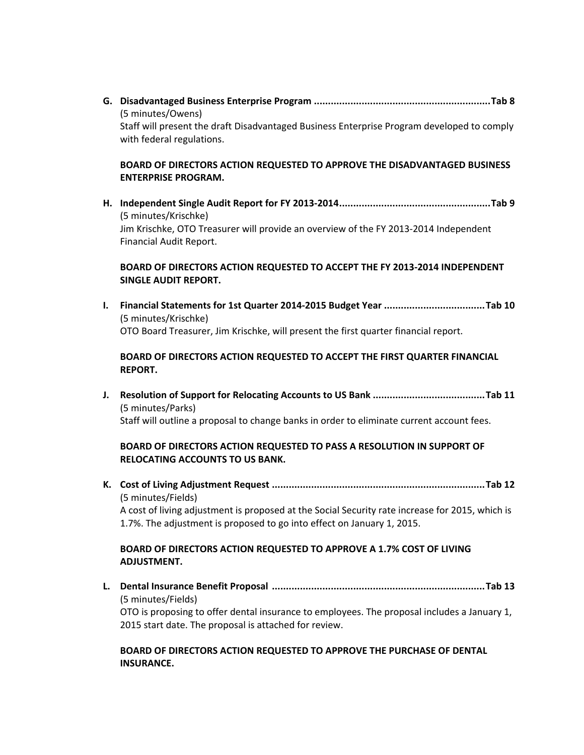**G. Disadvantaged Business Enterprise Program ..............................................................Tab 8**

(5 minutes/Owens)

Staff will present the draft Disadvantaged Business Enterprise Program developed to comply with federal regulations.

**BOARD OF DIRECTORS ACTION REQUESTED TO APPROVE THE DISADVANTAGED BUSINESS ENTERPRISE PROGRAM.**

**H. Independent Single Audit Report for FY 2013-2014.....................................................Tab 9**

(5 minutes/Krischke)

Jim Krischke, OTO Treasurer will provide an overview of the FY 2013-2014 Independent Financial Audit Report.

**BOARD OF DIRECTORS ACTION REQUESTED TO ACCEPT THE FY 2013-2014 INDEPENDENT SINGLE AUDIT REPORT.**

**I. Financial Statements for 1st Quarter 2014-2015 Budget Year ....................................Tab 10**

(5 minutes/Krischke)

OTO Board Treasurer, Jim Krischke, will present the first quarter financial report.

**BOARD OF DIRECTORS ACTION REQUESTED TO ACCEPT THE FIRST QUARTER FINANCIAL REPORT.**

**J. Resolution of Support for Relocating Accounts to US Bank ........................................Tab 11**

(5 minutes/Parks)

Staff will outline a proposal to change banks in order to eliminate current account fees.

**BOARD OF DIRECTORS ACTION REQUESTED TO PASS A RESOLUTION IN SUPPORT OF RELOCATING ACCOUNTS TO US BANK.**

**K. Cost of Living Adjustment Request ............................................................................Tab 12**

(5 minutes/Fields)

A cost of living adjustment is proposed at the Social Security rate increase for 2015, which is 1.7%. The adjustment is proposed to go into effect on January 1, 2015.

**BOARD OF DIRECTORS ACTION REQUESTED TO APPROVE A 1.7% COST OF LIVING ADJUSTMENT.**

**L. Dental Insurance Benefit Proposal ............................................................................Tab 13**

(5 minutes/Fields)

OTO is proposing to offer dental insurance to employees. The proposal includes a January 1, 2015 start date. The proposal is attached for review.

**BOARD OF DIRECTORS ACTION REQUESTED TO APPROVE THE PURCHASE OF DENTAL INSURANCE.**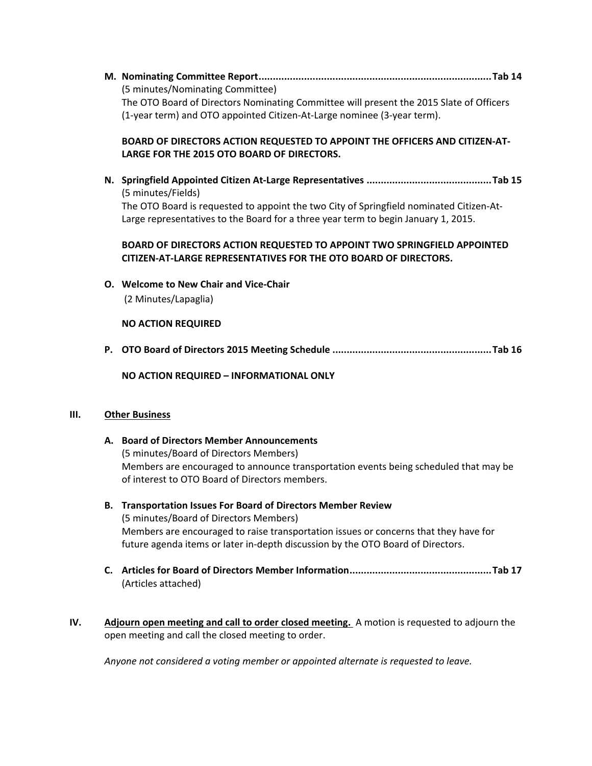**M. Nominating Committee Report..................................................................................Tab 14**

(5 minutes/Nominating Committee)

The OTO Board of Directors Nominating Committee will present the 2015 Slate of Officers (1-year term) and OTO appointed Citizen-At-Large nominee (3-year term).

**BOARD OF DIRECTORS ACTION REQUESTED TO APPOINT THE OFFICERS AND CITIZEN-AT-LARGE FOR THE 2015 OTO BOARD OF DIRECTORS.**

**N. Springfield Appointed Citizen At-Large Representatives ............................................Tab 15**

(5 minutes/Fields)

The OTO Board is requested to appoint the two City of Springfield nominated Citizen-At-Large representatives to the Board for a three year term to begin January 1, 2015.

**BOARD OF DIRECTORS ACTION REQUESTED TO APPOINT TWO SPRINGFIELD APPOINTED CITIZEN-AT-LARGE REPRESENTATIVES FOR THE OTO BOARD OF DIRECTORS.**

**O. Welcome to New Chair and Vice-Chair**

(2 Minutes/Lapaglia)

**NO ACTION REQUIRED**

**P. OTO Board of Directors 2015 Meeting Schedule ........................................................Tab 16**

**NO ACTION REQUIRED – INFORMATIONAL ONLY**

**III. Other Business**

**A. Board of Directors Member Announcements**

(5 minutes/Board of Directors Members)

Members are encouraged to announce transportation events being scheduled that may be of interest to OTO Board of Directors members.

**B. Transportation Issues For Board of Directors Member Review**

(5 minutes/Board of Directors Members)

Members are encouraged to raise transportation issues or concerns that they have for future agenda items or later in-depth discussion by the OTO Board of Directors.

**C. Articles for Board of Directors Member Information.................................................Tab 17**

(Articles attached)

**IV. Adjourn open meeting and call to order closed meeting.** A motion is requested to adjourn the open meeting and call the closed meeting to order.

*Anyone not considered a voting member or appointed alternate is requested to leave.*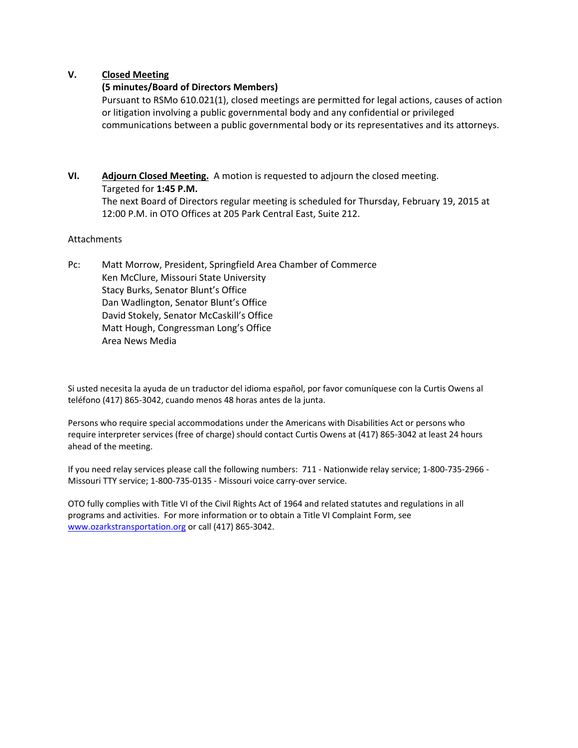**V. <u>Closed Meeting</u>**

**(5 minutes/Board of Directors Members)**

Pursuant to RSMo 610.021(1), closed meetings are permitted for legal actions, causes of action or litigation involving a public governmental body and any confidential or privileged communications between a public governmental body or its representatives and its attorneys.

**VI. <u>Adjourn Closed Meeting.</u>** A motion is requested to adjourn the closed meeting.

Targeted for **1:45 P.M.**

The next Board of Directors regular meeting is scheduled for Thursday, February 19, 2015 at 12:00 P.M. in OTO Offices at 205 Park Central East, Suite 212.

Attachments

Pc: Matt Morrow, President, Springfield Area Chamber of Commerce
Ken McClure, Missouri State University
Stacy Burks, Senator Blunt's Office
Dan Wadlington, Senator Blunt's Office
David Stokely, Senator McCaskill's Office
Matt Hough, Congressman Long's Office
Area News Media

Si usted necesita la ayuda de un traductor del idioma español, por favor comuníquese con la Curtis Owens al teléfono (417) 865-3042, cuando menos 48 horas antes de la junta.

Persons who require special accommodations under the Americans with Disabilities Act or persons who require interpreter services (free of charge) should contact Curtis Owens at (417) 865-3042 at least 24 hours ahead of the meeting.

If you need relay services please call the following numbers: 711 - Nationwide relay service; 1-800-735-2966 - Missouri TTY service; 1-800-735-0135 - Missouri voice carry-over service.

OTO fully complies with Title VI of the Civil Rights Act of 1964 and related statutes and regulations in all programs and activities. For more information or to obtain a Title VI Complaint Form, see www.ozarkstransportation.org or call (417) 865-3042.